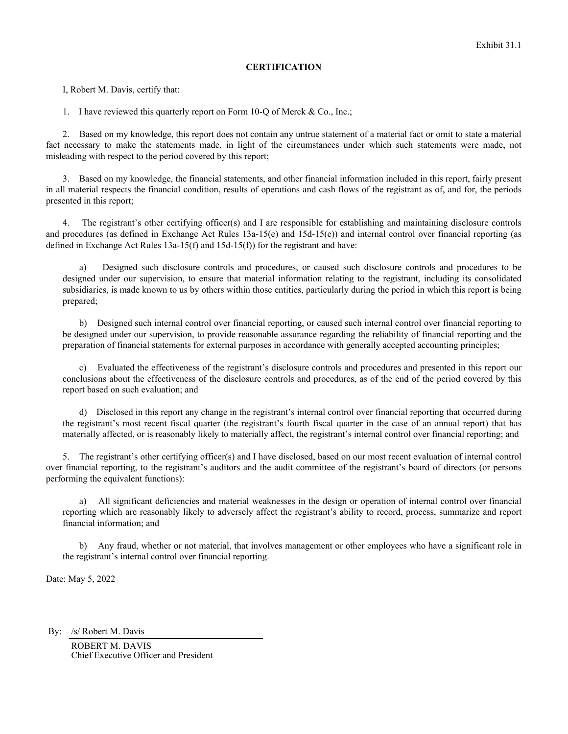Exhibit 31.1

**CERTIFICATION**

I, Robert M. Davis, certify that:

1. I have reviewed this quarterly report on Form 10-Q of Merck & Co., Inc.;

2. Based on my knowledge, this report does not contain any untrue statement of a material fact or omit to state a material fact necessary to make the statements made, in light of the circumstances under which such statements were made, not misleading with respect to the period covered by this report;

3. Based on my knowledge, the financial statements, and other financial information included in this report, fairly present in all material respects the financial condition, results of operations and cash flows of the registrant as of, and for, the periods presented in this report;

4. The registrant's other certifying officer(s) and I are responsible for establishing and maintaining disclosure controls and procedures (as defined in Exchange Act Rules 13a-15(e) and 15d-15(e)) and internal control over financial reporting (as defined in Exchange Act Rules 13a-15(f) and 15d-15(f)) for the registrant and have:

   a) Designed such disclosure controls and procedures, or caused such disclosure controls and procedures to be designed under our supervision, to ensure that material information relating to the registrant, including its consolidated subsidiaries, is made known to us by others within those entities, particularly during the period in which this report is being prepared;

   b) Designed such internal control over financial reporting, or caused such internal control over financial reporting to be designed under our supervision, to provide reasonable assurance regarding the reliability of financial reporting and the preparation of financial statements for external purposes in accordance with generally accepted accounting principles;

   c) Evaluated the effectiveness of the registrant's disclosure controls and procedures and presented in this report our conclusions about the effectiveness of the disclosure controls and procedures, as of the end of the period covered by this report based on such evaluation; and

   d) Disclosed in this report any change in the registrant's internal control over financial reporting that occurred during the registrant's most recent fiscal quarter (the registrant's fourth fiscal quarter in the case of an annual report) that has materially affected, or is reasonably likely to materially affect, the registrant's internal control over financial reporting; and

5. The registrant's other certifying officer(s) and I have disclosed, based on our most recent evaluation of internal control over financial reporting, to the registrant's auditors and the audit committee of the registrant's board of directors (or persons performing the equivalent functions):

   a) All significant deficiencies and material weaknesses in the design or operation of internal control over financial reporting which are reasonably likely to adversely affect the registrant's ability to record, process, summarize and report financial information; and

   b) Any fraud, whether or not material, that involves management or other employees who have a significant role in the registrant's internal control over financial reporting.

Date: May 5, 2022

By: /s/ Robert M. Davis

ROBERT M. DAVIS
Chief Executive Officer and President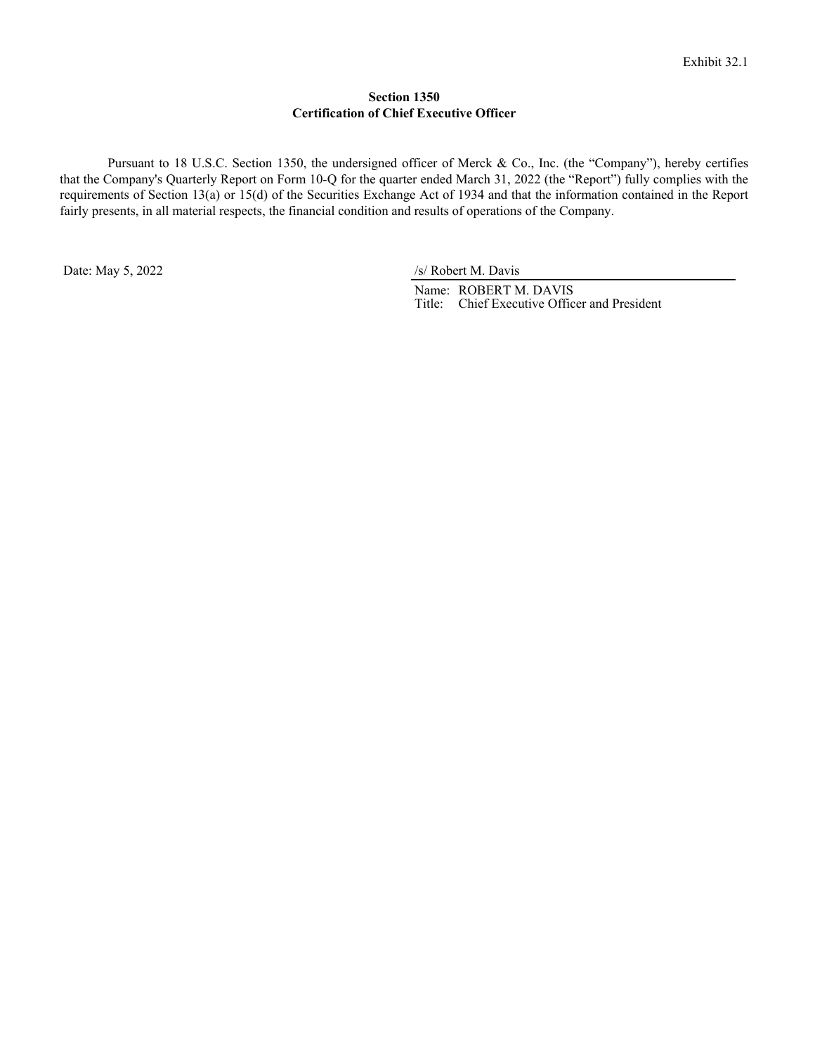Exhibit 32.1

**Section 1350**
**Certification of Chief Executive Officer**

Pursuant to 18 U.S.C. Section 1350, the undersigned officer of Merck & Co., Inc. (the "Company"), hereby certifies that the Company's Quarterly Report on Form 10-Q for the quarter ended March 31, 2022 (the "Report") fully complies with the requirements of Section 13(a) or 15(d) of the Securities Exchange Act of 1934 and that the information contained in the Report fairly presents, in all material respects, the financial condition and results of operations of the Company.

Date: May 5, 2022

/s/ Robert M. Davis

Name: ROBERT M. DAVIS
Title: Chief Executive Officer and President